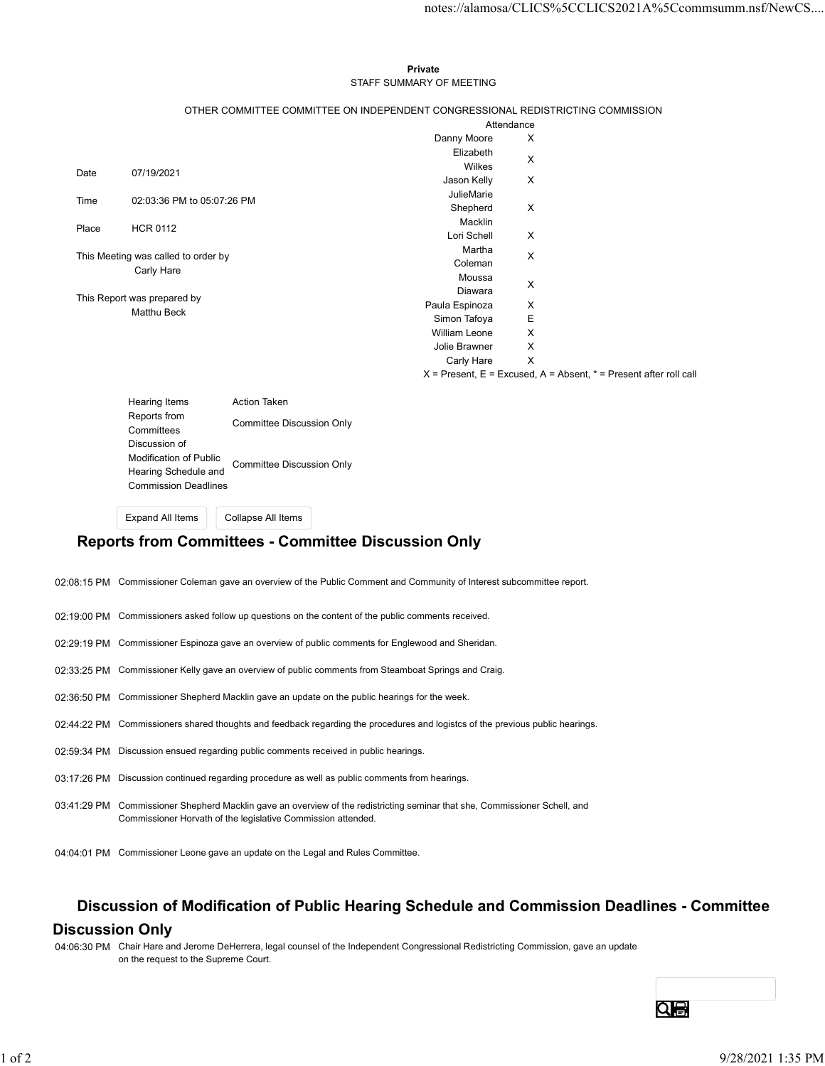**Private**

STAFF SUMMARY OF MEETING

OTHER COMMITTEE COMMITTEE ON INDEPENDENT CONGRESSIONAL REDISTRICTING COMMISSION

| | |
|---|---|
| Date | 07/19/2021 |
| Time | 02:03:36 PM to 05:07:26 PM |
| Place | HCR 0112 |

This Meeting was called to order by
Carly Hare

This Report was prepared by
Matthu Beck

| Attendance | |
|---|---|
| Danny Moore | X |
| Elizabeth Wilkes | X |
| Jason Kelly | X |
| JulieMarie Shepherd Macklin | X |
| Lori Schell | X |
| Martha Coleman | X |
| Moussa Diawara | X |
| Paula Espinoza | X |
| Simon Tafoya | E |
| William Leone | X |
| Jolie Brawner | X |
| Carly Hare | X |

X = Present, E = Excused, A = Absent, * = Present after roll call

| Hearing Items | Action Taken |
|---|---|
| Reports from Committees | Committee Discussion Only |
| Discussion of Modification of Public Hearing Schedule and Commission Deadlines | Committee Discussion Only |

Expand All Items | Collapse All Items

## Reports from Committees - Committee Discussion Only

02:08:15 PM Commissioner Coleman gave an overview of the Public Comment and Community of Interest subcommittee report.

02:19:00 PM Commissioners asked follow up questions on the content of the public comments received.

02:29:19 PM Commissioner Espinoza gave an overview of public comments for Englewood and Sheridan.

02:33:25 PM Commissioner Kelly gave an overview of public comments from Steamboat Springs and Craig.

02:36:50 PM Commissioner Shepherd Macklin gave an update on the public hearings for the week.

02:44:22 PM Commissioners shared thoughts and feedback regarding the procedures and logistcs of the previous public hearings.

02:59:34 PM Discussion ensued regarding public comments received in public hearings.

03:17:26 PM Discussion continued regarding procedure as well as public comments from hearings.

03:41:29 PM Commissioner Shepherd Macklin gave an overview of the redistricting seminar that she, Commissioner Schell, and Commissioner Horvath of the legislative Commission attended.

04:04:01 PM Commissioner Leone gave an update on the Legal and Rules Committee.

## Discussion of Modification of Public Hearing Schedule and Commission Deadlines - Committee Discussion Only

04:06:30 PM Chair Hare and Jerome DeHerrera, legal counsel of the Independent Congressional Redistricting Commission, gave an update on the request to the Supreme Court.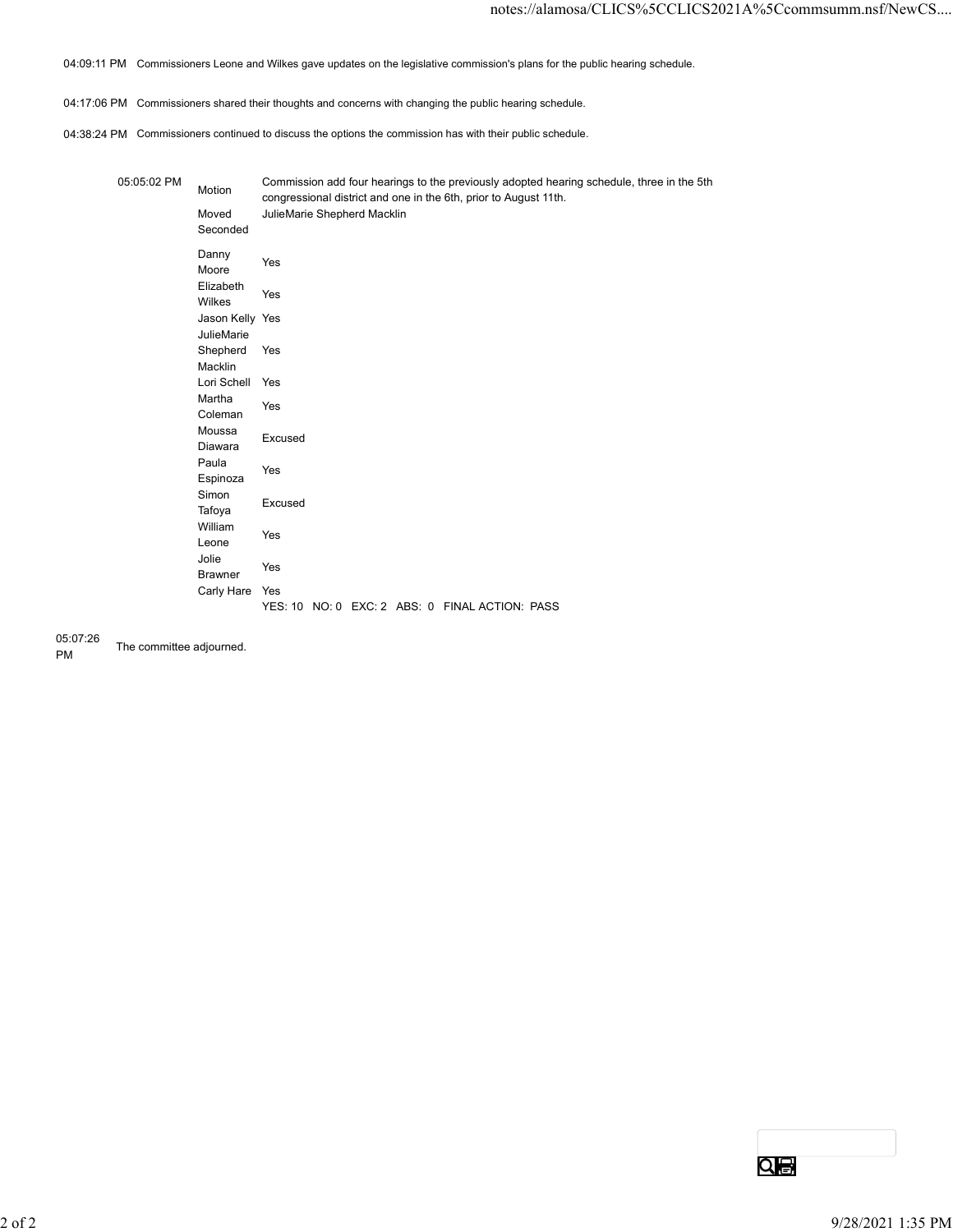04:09:11 PM Commissioners Leone and Wilkes gave updates on the legislative commission's plans for the public hearing schedule.

04:17:06 PM Commissioners shared their thoughts and concerns with changing the public hearing schedule.

04:38:24 PM Commissioners continued to discuss the options the commission has with their public schedule.

| | | |
|---|---|---|
| 05:05:02 PM | Motion | Commission add four hearings to the previously adopted hearing schedule, three in the 5th congressional district and one in the 6th, prior to August 11th. |
| | Moved | JulieMarie Shepherd Macklin |
| | Seconded | |
| | Danny Moore | Yes |
| | Elizabeth Wilkes | Yes |
| | Jason Kelly | Yes |
| | JulieMarie Shepherd Macklin | Yes |
| | Lori Schell | Yes |
| | Martha Coleman | Yes |
| | Moussa Diawara | Excused |
| | Paula Espinoza | Yes |
| | Simon Tafoya | Excused |
| | William Leone | Yes |
| | Jolie Brawner | Yes |
| | Carly Hare | Yes |
| | | YES: 10 NO: 0 EXC: 2 ABS: 0 FINAL ACTION: PASS |

05:07:26 PM The committee adjourned.